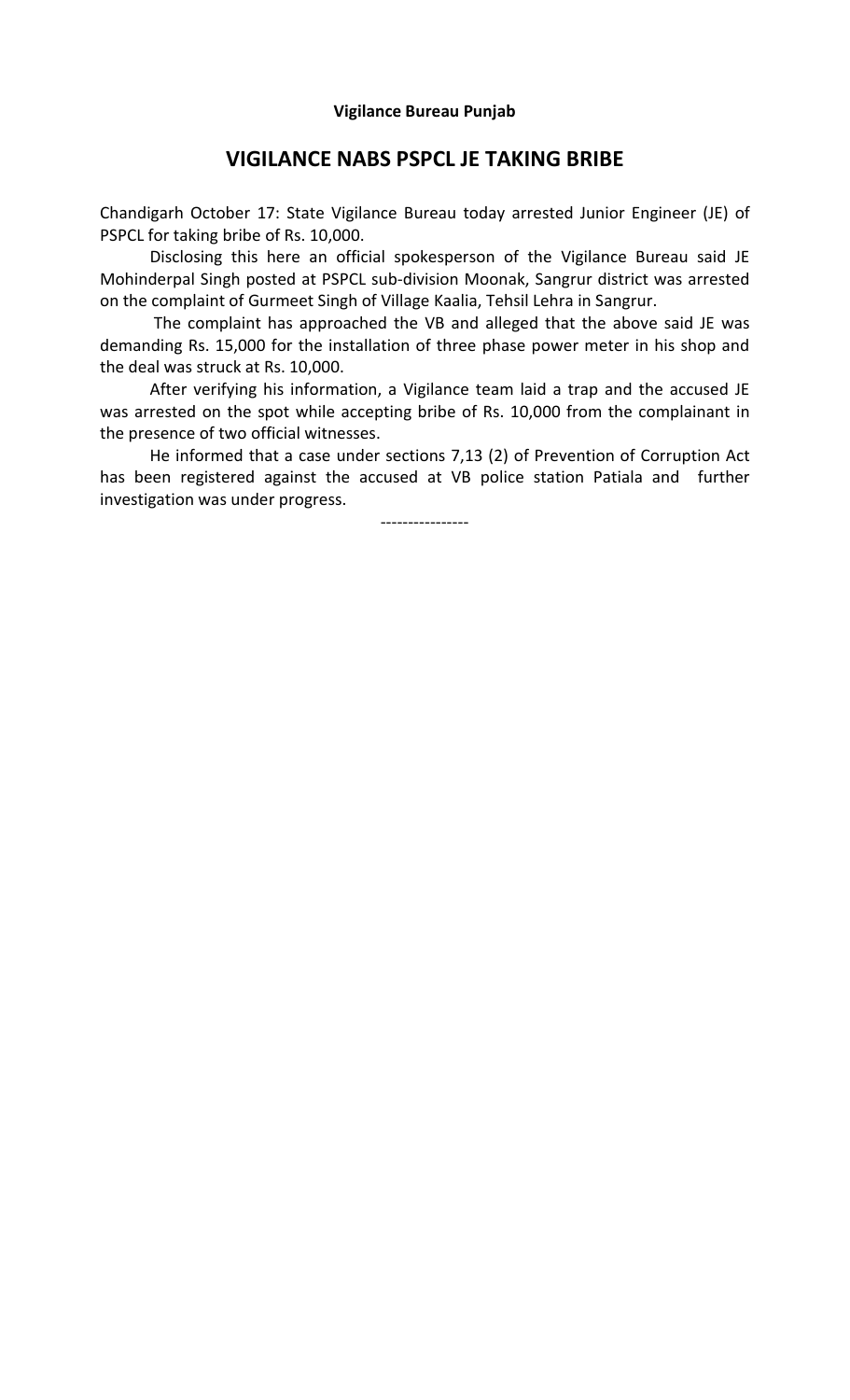**Vigilance Bureau Punjab**

# VIGILANCE NABS PSPCL JE TAKING BRIBE

Chandigarh October 17: State Vigilance Bureau today arrested Junior Engineer (JE) of PSPCL for taking bribe of Rs. 10,000.

Disclosing this here an official spokesperson of the Vigilance Bureau said JE Mohinderpal Singh posted at PSPCL sub-division Moonak, Sangrur district was arrested on the complaint of Gurmeet Singh of Village Kaalia, Tehsil Lehra in Sangrur.

The complaint has approached the VB and alleged that the above said JE was demanding Rs. 15,000 for the installation of three phase power meter in his shop and the deal was struck at Rs. 10,000.

After verifying his information, a Vigilance team laid a trap and the accused JE was arrested on the spot while accepting bribe of Rs. 10,000 from the complainant in the presence of two official witnesses.

He informed that a case under sections 7,13 (2) of Prevention of Corruption Act has been registered against the accused at VB police station Patiala and further investigation was under progress.

----------------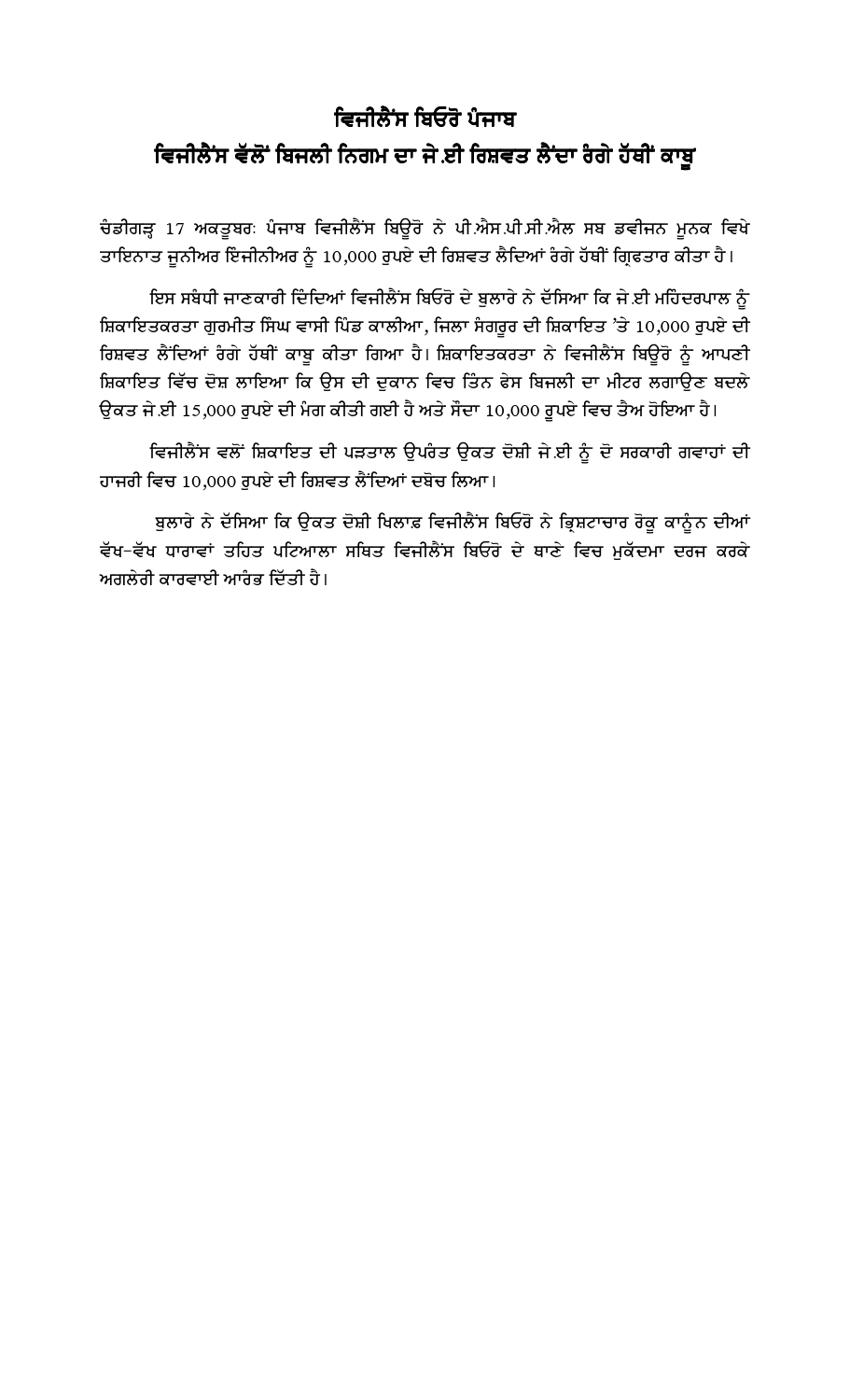# ਵਿਜੀਲੈਂਸ ਬਿਓਰੋ ਪੰਜਾਬ

## ਵਿਜੀਲੈਂਸ ਵੱਲੋਂ ਬਿਜਲੀ ਨਿਗਮ ਦਾ ਜੇ.ਈ ਰਿਸ਼ਵਤ ਲੈਂਦਾ ਰੰਗੇ ਹੱਥੀਂ ਕਾਬੂ

ਚੰਡੀਗੜ੍ਹ 17 ਅਕਤੂਬਰਃ ਪੰਜਾਬ ਵਿਜੀਲੈਂਸ ਬਿਊਰੋ ਨੇ ਪੀ.ਐਸ.ਪੀ.ਸੀ.ਐਲ ਸਬ ਡਵੀਜਨ ਮੂਨਕ ਵਿਖੇ ਤਾਇਨਾਤ ਜੂਨੀਅਰ ਇੰਜੀਨੀਅਰ ਨੂੰ 10,000 ਰੁਪਏ ਦੀ ਰਿਸ਼ਵਤ ਲੈਦਿਆਂ ਰੰਗੇ ਹੱਥੀਂ ਗ੍ਰਿਫਤਾਰ ਕੀਤਾ ਹੈ।

ਇਸ ਸਬੰਧੀ ਜਾਣਕਾਰੀ ਦਿੰਦਿਆਂ ਵਿਜੀਲੈਂਸ ਬਿਓਰੋ ਦੇ ਬੁਲਾਰੇ ਨੇ ਦੱਸਿਆ ਕਿ ਜੇ.ਈ ਮਹਿੰਦਰਪਾਲ ਨੂੰ ਸ਼ਿਕਾਇਤਕਰਤਾ ਗੁਰਮੀਤ ਸਿੰਘ ਵਾਸੀ ਪਿੰਡ ਕਾਲੀਆ, ਜਿਲਾ ਸੰਗਰੂਰ ਦੀ ਸ਼ਿਕਾਇਤ 'ਤੇ 10,000 ਰੁਪਏ ਦੀ ਰਿਸ਼ਵਤ ਲੈਂਦਿਆਂ ਰੰਗੇ ਹੱਥੀਂ ਕਾਬੂ ਕੀਤਾ ਗਿਆ ਹੈ। ਸ਼ਿਕਾਇਤਕਰਤਾ ਨੇ ਵਿਜੀਲੈਂਸ ਬਿਊਰੋ ਨੂੰ ਆਪਣੀ ਸ਼ਿਕਾਇਤ ਵਿੱਚ ਦੋਸ਼ ਲਾਇਆ ਕਿ ਉਸ ਦੀ ਦੁਕਾਨ ਵਿਚ ਤਿੰਨ ਫੇਸ ਬਿਜਲੀ ਦਾ ਮੀਟਰ ਲਗਾਉਣ ਬਦਲੇ ਉਕਤ ਜੇ.ਈ 15,000 ਰੁਪਏ ਦੀ ਮੰਗ ਕੀਤੀ ਗਈ ਹੈ ਅਤੇ ਸੌਦਾ 10,000 ਰੁਪਏ ਵਿਚ ਤੈਅ ਹੋਇਆ ਹੈ।

ਵਿਜੀਲੈਂਸ ਵਲੋਂ ਸ਼ਿਕਾਇਤ ਦੀ ਪੜਤਾਲ ਉਪਰੰਤ ਉਕਤ ਦੋਸ਼ੀ ਜੇ.ਈ ਨੂੰ ਦੋ ਸਰਕਾਰੀ ਗਵਾਹਾਂ ਦੀ ਹਾਜਰੀ ਵਿਚ 10,000 ਰੁਪਏ ਦੀ ਰਿਸ਼ਵਤ ਲੈਂਦਿਆਂ ਦਬੋਚ ਲਿਆ।

ਬੁਲਾਰੇ ਨੇ ਦੱਸਿਆ ਕਿ ਉਕਤ ਦੋਸ਼ੀ ਖਿਲਾਫ਼ ਵਿਜੀਲੈਂਸ ਬਿਓਰੋ ਨੇ ਭ੍ਰਿਸ਼ਟਾਚਾਰ ਰੋਕੂ ਕਾਨੂੰਨ ਦੀਆਂ ਵੱਖ-ਵੱਖ ਧਾਰਾਵਾਂ ਤਹਿਤ ਪਟਿਆਲਾ ਸਥਿਤ ਵਿਜੀਲੈਂਸ ਬਿਓਰੋ ਦੇ ਥਾਣੇ ਵਿਚ ਮੁਕੱਦਮਾ ਦਰਜ ਕਰਕੇ ਅਗਲੇਰੀ ਕਾਰਵਾਈ ਆਰੰਭ ਦਿੱਤੀ ਹੈ।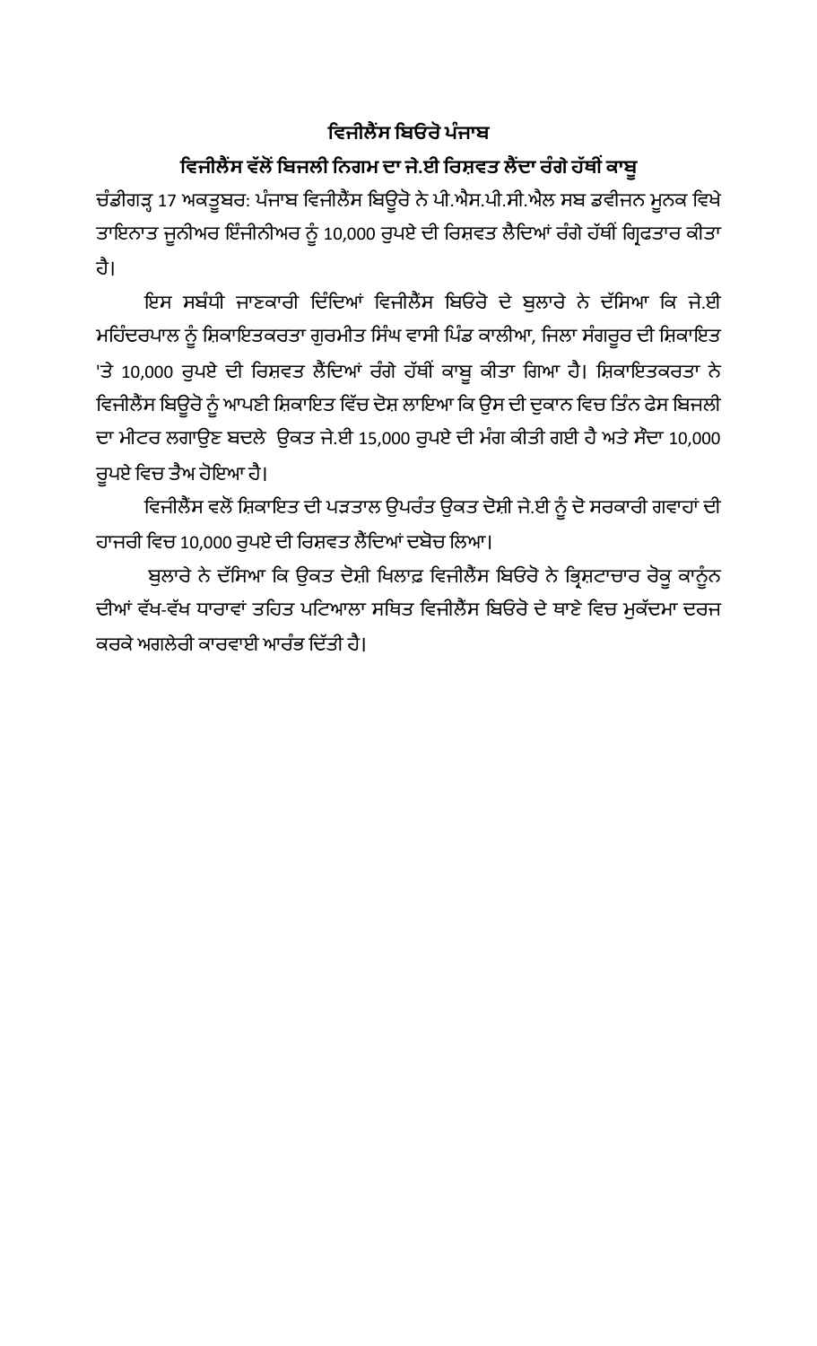## ਵਿਜੀਲੈਂਸ ਬਿਓਰੋ ਪੰਜਾਬ

## ਵਿਜੀਲੈਂਸ ਵੱਲੋਂ ਬਿਜਲੀ ਨਿਗਮ ਦਾ ਜੇ.ਈ ਰਿਸ਼ਵਤ ਲੈਂਦਾ ਰੰਗੇ ਹੱਥੀਂ ਕਾਬੂ

ਚੰਡੀਗੜ੍ਹ 17 ਅਕਤੂਬਰ: ਪੰਜਾਬ ਵਿਜੀਲੈਂਸ ਬਿਊਰੋ ਨੇ ਪੀ.ਐਸ.ਪੀ.ਸੀ.ਐਲ ਸਬ ਡਵੀਜਨ ਮੂਨਕ ਵਿਖੇ ਤਾਇਨਾਤ ਜੂਨੀਅਰ ਇੰਜੀਨੀਅਰ ਨੂੰ 10,000 ਰੁਪਏ ਦੀ ਰਿਸ਼ਵਤ ਲੈਂਦਿਆਂ ਰੰਗੇ ਹੱਥੀਂ ਗ੍ਰਿਫਤਾਰ ਕੀਤਾ ਹੈ।

ਇਸ ਸਬੰਧੀ ਜਾਣਕਾਰੀ ਦਿੰਦਿਆਂ ਵਿਜੀਲੈਂਸ ਬਿਓਰੋ ਦੇ ਬੁਲਾਰੇ ਨੇ ਦੱਸਿਆ ਕਿ ਜੇ.ਈ ਮਹਿੰਦਰਪਾਲ ਨੂੰ ਸ਼ਿਕਾਇਤਕਰਤਾ ਗੁਰਮੀਤ ਸਿੰਘ ਵਾਸੀ ਪਿੰਡ ਕਾਲੀਆ, ਜਿਲਾ ਸੰਗਰੂਰ ਦੀ ਸ਼ਿਕਾਇਤ 'ਤੇ 10,000 ਰੁਪਏ ਦੀ ਰਿਸ਼ਵਤ ਲੈਂਦਿਆਂ ਰੰਗੇ ਹੱਥੀਂ ਕਾਬੂ ਕੀਤਾ ਗਿਆ ਹੈ। ਸ਼ਿਕਾਇਤਕਰਤਾ ਨੇ ਵਿਜੀਲੈਂਸ ਬਿਊਰੋ ਨੂੰ ਆਪਣੀ ਸ਼ਿਕਾਇਤ ਵਿੱਚ ਦੋਸ਼ ਲਾਇਆ ਕਿ ਉਸ ਦੀ ਦੁਕਾਨ ਵਿਚ ਤਿੰਨ ਫੇਸ ਬਿਜਲੀ ਦਾ ਮੀਟਰ ਲਗਾਉਣ ਬਦਲੇ ਉਕਤ ਜੇ.ਈ 15,000 ਰੁਪਏ ਦੀ ਮੰਗ ਕੀਤੀ ਗਈ ਹੈ ਅਤੇ ਸੌਦਾ 10,000 ਰੁਪਏ ਵਿਚ ਤੈਅ ਹੋਇਆ ਹੈ।

ਵਿਜੀਲੈਂਸ ਵਲੋਂ ਸ਼ਿਕਾਇਤ ਦੀ ਪੜਤਾਲ ਉਪਰੰਤ ਉਕਤ ਦੋਸ਼ੀ ਜੇ.ਈ ਨੂੰ ਦੋ ਸਰਕਾਰੀ ਗਵਾਹਾਂ ਦੀ ਹਾਜਰੀ ਵਿਚ 10,000 ਰੁਪਏ ਦੀ ਰਿਸ਼ਵਤ ਲੈਂਦਿਆਂ ਦਬੋਚ ਲਿਆ।

ਬੁਲਾਰੇ ਨੇ ਦੱਸਿਆ ਕਿ ਉਕਤ ਦੋਸ਼ੀ ਖਿਲਾਫ਼ ਵਿਜੀਲੈਂਸ ਬਿਓਰੋ ਨੇ ਭ੍ਰਿਸ਼ਟਾਚਾਰ ਰੋਕੂ ਕਾਨੂੰਨ ਦੀਆਂ ਵੱਖ-ਵੱਖ ਧਾਰਾਵਾਂ ਤਹਿਤ ਪਟਿਆਲਾ ਸਥਿਤ ਵਿਜੀਲੈਂਸ ਬਿਓਰੋ ਦੇ ਥਾਣੇ ਵਿਚ ਮੁਕੱਦਮਾ ਦਰਜ ਕਰਕੇ ਅਗਲੇਰੀ ਕਾਰਵਾਈ ਆਰੰਭ ਦਿੱਤੀ ਹੈ।